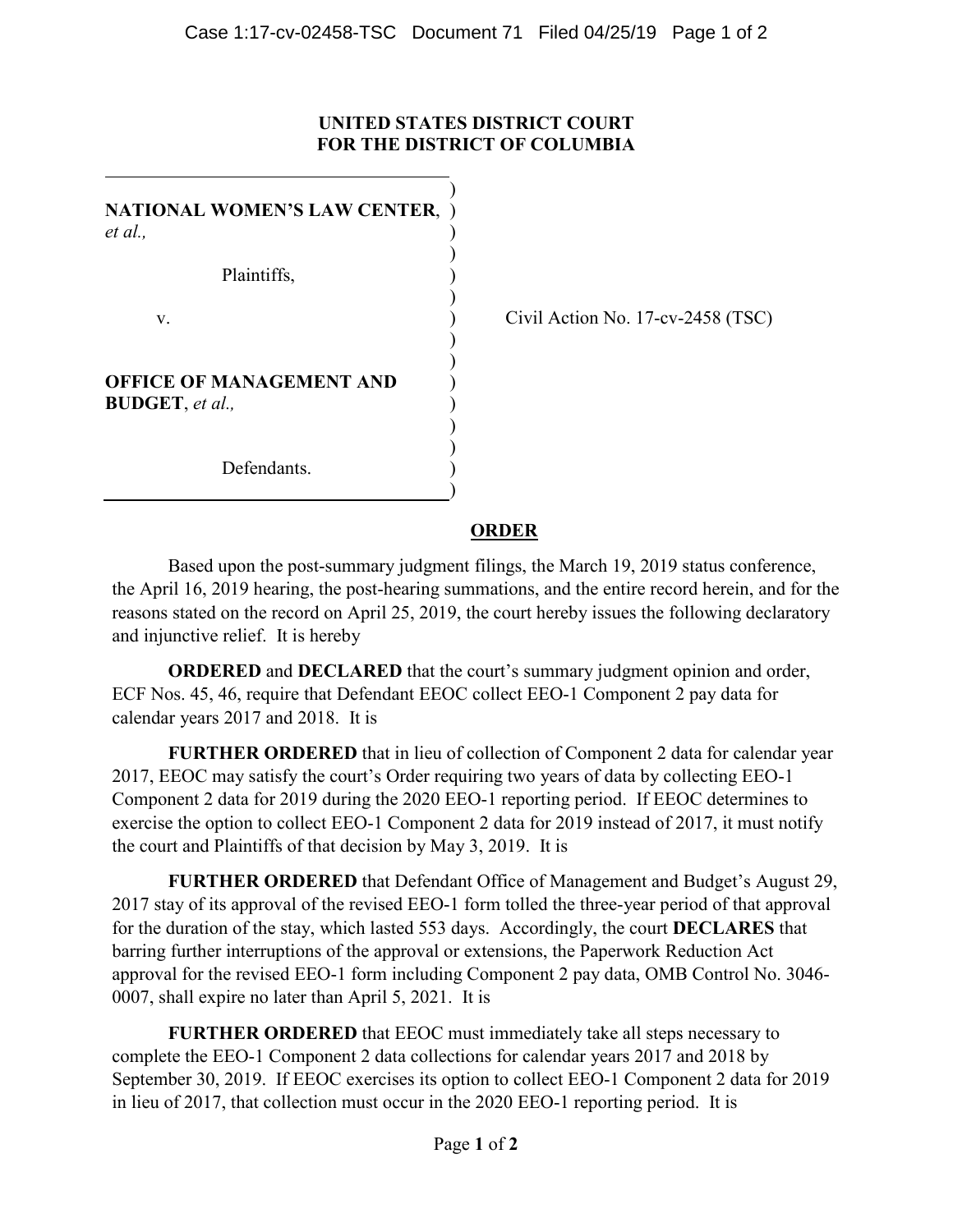**UNITED STATES DISTRICT COURT**
**FOR THE DISTRICT OF COLUMBIA**

| | |
|---|---|
| **NATIONAL WOMEN'S LAW CENTER**, *et al.*,<br><br>Plaintiffs,<br><br>v.<br><br>**OFFICE OF MANAGEMENT AND BUDGET**, *et al.*,<br><br>Defendants. | Civil Action No. 17-cv-2458 (TSC) |

## ORDER

Based upon the post-summary judgment filings, the March 19, 2019 status conference, the April 16, 2019 hearing, the post-hearing summations, and the entire record herein, and for the reasons stated on the record on April 25, 2019, the court hereby issues the following declaratory and injunctive relief. It is hereby

**ORDERED** and **DECLARED** that the court's summary judgment opinion and order, ECF Nos. 45, 46, require that Defendant EEOC collect EEO-1 Component 2 pay data for calendar years 2017 and 2018. It is

**FURTHER ORDERED** that in lieu of collection of Component 2 data for calendar year 2017, EEOC may satisfy the court's Order requiring two years of data by collecting EEO-1 Component 2 data for 2019 during the 2020 EEO-1 reporting period. If EEOC determines to exercise the option to collect EEO-1 Component 2 data for 2019 instead of 2017, it must notify the court and Plaintiffs of that decision by May 3, 2019. It is

**FURTHER ORDERED** that Defendant Office of Management and Budget's August 29, 2017 stay of its approval of the revised EEO-1 form tolled the three-year period of that approval for the duration of the stay, which lasted 553 days. Accordingly, the court **DECLARES** that barring further interruptions of the approval or extensions, the Paperwork Reduction Act approval for the revised EEO-1 form including Component 2 pay data, OMB Control No. 3046-0007, shall expire no later than April 5, 2021. It is

**FURTHER ORDERED** that EEOC must immediately take all steps necessary to complete the EEO-1 Component 2 data collections for calendar years 2017 and 2018 by September 30, 2019. If EEOC exercises its option to collect EEO-1 Component 2 data for 2019 in lieu of 2017, that collection must occur in the 2020 EEO-1 reporting period. It is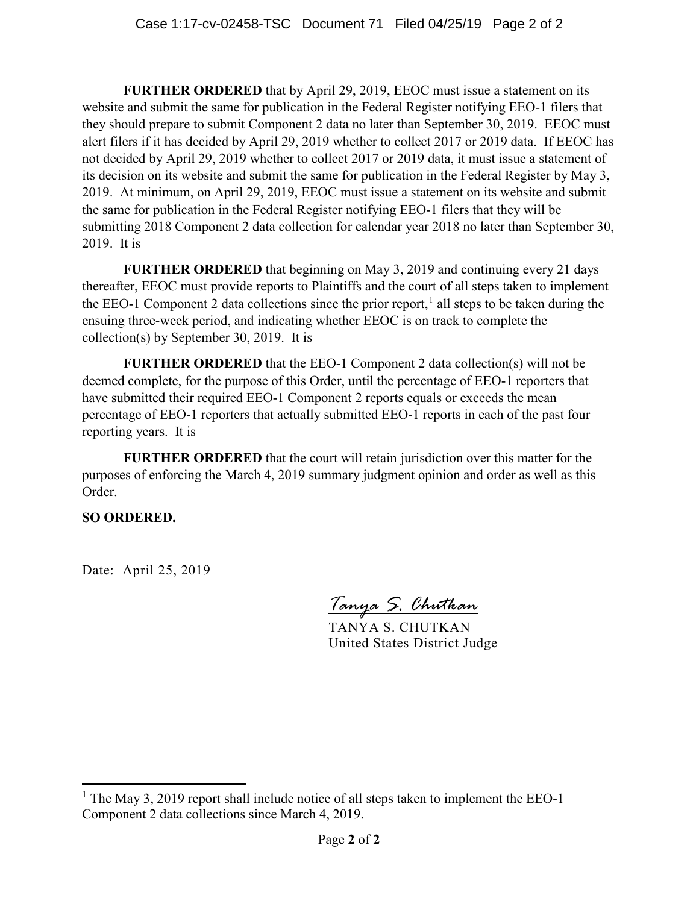**FURTHER ORDERED** that by April 29, 2019, EEOC must issue a statement on its website and submit the same for publication in the Federal Register notifying EEO-1 filers that they should prepare to submit Component 2 data no later than September 30, 2019. EEOC must alert filers if it has decided by April 29, 2019 whether to collect 2017 or 2019 data. If EEOC has not decided by April 29, 2019 whether to collect 2017 or 2019 data, it must issue a statement of its decision on its website and submit the same for publication in the Federal Register by May 3, 2019. At minimum, on April 29, 2019, EEOC must issue a statement on its website and submit the same for publication in the Federal Register notifying EEO-1 filers that they will be submitting 2018 Component 2 data collection for calendar year 2018 no later than September 30, 2019. It is

**FURTHER ORDERED** that beginning on May 3, 2019 and continuing every 21 days thereafter, EEOC must provide reports to Plaintiffs and the court of all steps taken to implement the EEO-1 Component 2 data collections since the prior report,[1] all steps to be taken during the ensuing three-week period, and indicating whether EEOC is on track to complete the collection(s) by September 30, 2019. It is

**FURTHER ORDERED** that the EEO-1 Component 2 data collection(s) will not be deemed complete, for the purpose of this Order, until the percentage of EEO-1 reporters that have submitted their required EEO-1 Component 2 reports equals or exceeds the mean percentage of EEO-1 reporters that actually submitted EEO-1 reports in each of the past four reporting years. It is

**FURTHER ORDERED** that the court will retain jurisdiction over this matter for the purposes of enforcing the March 4, 2019 summary judgment opinion and order as well as this Order.

**SO ORDERED.**

Date: April 25, 2019

*Tanya S. Chutkan*
TANYA S. CHUTKAN
United States District Judge

---

[1] The May 3, 2019 report shall include notice of all steps taken to implement the EEO-1 Component 2 data collections since March 4, 2019.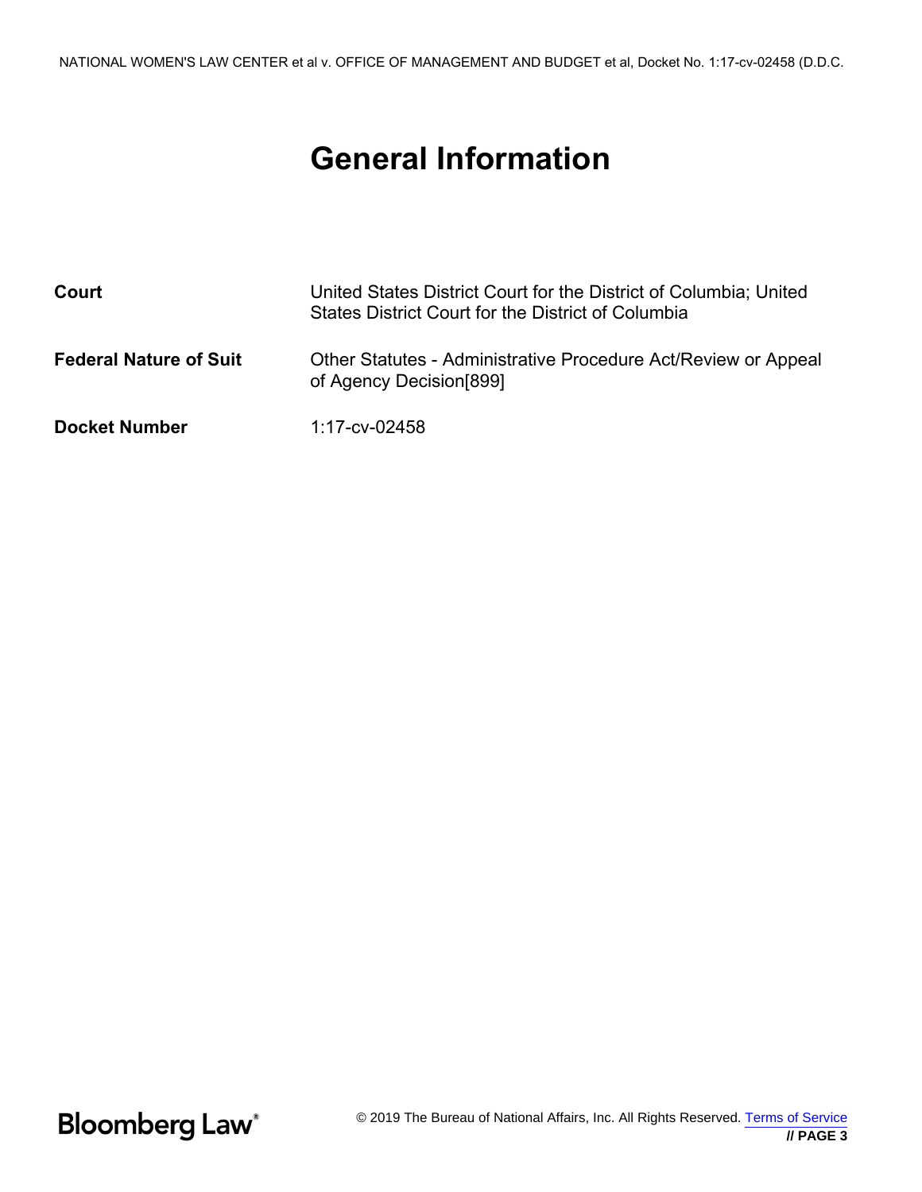# General Information

| | |
|---|---|
| **Court** | United States District Court for the District of Columbia; United States District Court for the District of Columbia |
| **Federal Nature of Suit** | Other Statutes - Administrative Procedure Act/Review or Appeal of Agency Decision[899] |
| **Docket Number** | 1:17-cv-02458 |